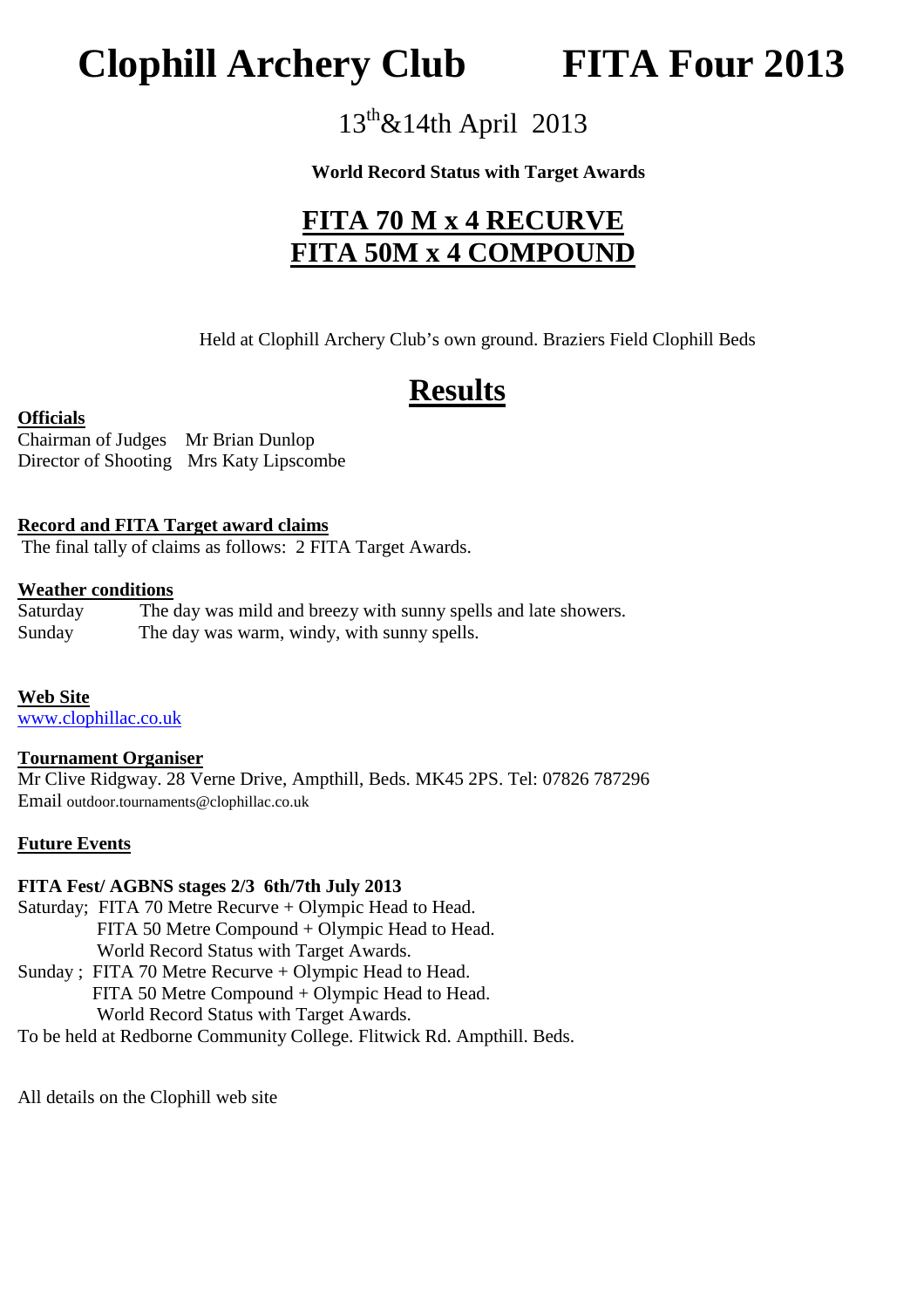# Clophill Archery Club FITA Four 2013

13th&14th April 2013

**World Record Status with Target Awards**

## FITA 70 M x 4 RECURVE
## FITA 50M x 4 COMPOUND

Held at Clophill Archery Club's own ground. Braziers Field Clophill Beds

# Results

**Officials**

Chairman of Judges Mr Brian Dunlop
Director of Shooting Mrs Katy Lipscombe

**Record and FITA Target award claims**

The final tally of claims as follows: 2 FITA Target Awards.

**Weather conditions**

Saturday The day was mild and breezy with sunny spells and late showers.
Sunday The day was warm, windy, with sunny spells.

**Web Site**

www.clophillac.co.uk

**Tournament Organiser**

Mr Clive Ridgway. 28 Verne Drive, Ampthill, Beds. MK45 2PS. Tel: 07826 787296
Email outdoor.tournaments@clophillac.co.uk

**Future Events**

**FITA Fest/ AGBNS stages 2/3 6th/7th July 2013**

Saturday; FITA 70 Metre Recurve + Olympic Head to Head.
FITA 50 Metre Compound + Olympic Head to Head.
World Record Status with Target Awards.
Sunday ; FITA 70 Metre Recurve + Olympic Head to Head.
FITA 50 Metre Compound + Olympic Head to Head.
World Record Status with Target Awards.
To be held at Redborne Community College. Flitwick Rd. Ampthill. Beds.

All details on the Clophill web site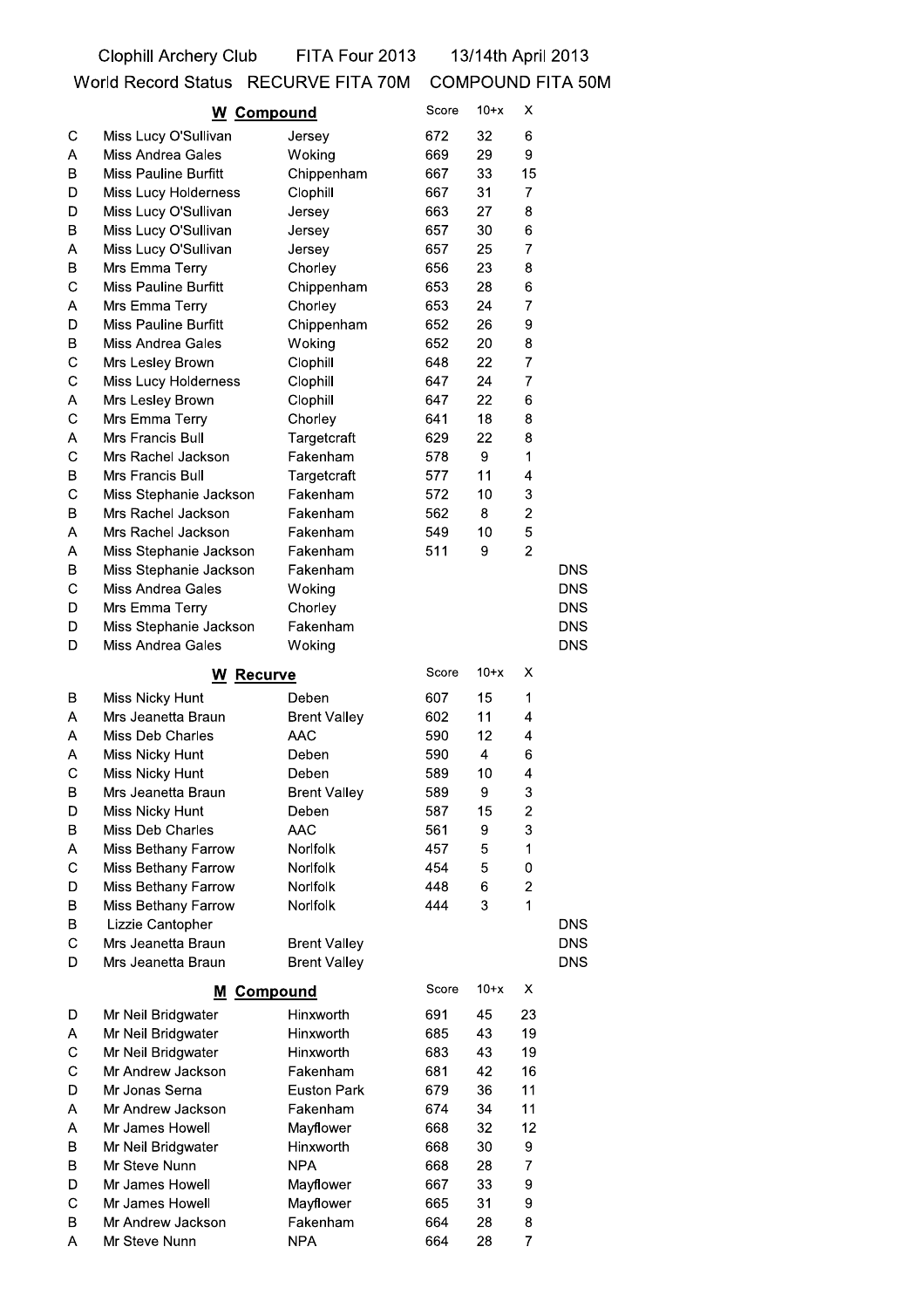Clophill Archery Club FITA Four 2013 13/14th April 2013

World Record Status RECURVE FITA 70M COMPOUND FITA 50M

| | **W Compound** | | Score | 10+x | X | |
|---|---|---|---|---|---|---|
| C | Miss Lucy O'Sullivan | Jersey | 672 | 32 | 6 | |
| A | Miss Andrea Gales | Woking | 669 | 29 | 9 | |
| B | Miss Pauline Burfitt | Chippenham | 667 | 33 | 15 | |
| D | Miss Lucy Holderness | Clophill | 667 | 31 | 7 | |
| D | Miss Lucy O'Sullivan | Jersey | 663 | 27 | 8 | |
| B | Miss Lucy O'Sullivan | Jersey | 657 | 30 | 6 | |
| A | Miss Lucy O'Sullivan | Jersey | 657 | 25 | 7 | |
| B | Mrs Emma Terry | Chorley | 656 | 23 | 8 | |
| C | Miss Pauline Burfitt | Chippenham | 653 | 28 | 6 | |
| A | Mrs Emma Terry | Chorley | 653 | 24 | 7 | |
| D | Miss Pauline Burfitt | Chippenham | 652 | 26 | 9 | |
| B | Miss Andrea Gales | Woking | 652 | 20 | 8 | |
| C | Mrs Lesley Brown | Clophill | 648 | 22 | 7 | |
| C | Miss Lucy Holderness | Clophill | 647 | 24 | 7 | |
| A | Mrs Lesley Brown | Clophill | 647 | 22 | 6 | |
| C | Mrs Emma Terry | Chorley | 641 | 18 | 8 | |
| A | Mrs Francis Bull | Targetcraft | 629 | 22 | 8 | |
| C | Mrs Rachel Jackson | Fakenham | 578 | 9 | 1 | |
| B | Mrs Francis Bull | Targetcraft | 577 | 11 | 4 | |
| C | Miss Stephanie Jackson | Fakenham | 572 | 10 | 3 | |
| B | Mrs Rachel Jackson | Fakenham | 562 | 8 | 2 | |
| A | Mrs Rachel Jackson | Fakenham | 549 | 10 | 5 | |
| A | Miss Stephanie Jackson | Fakenham | 511 | 9 | 2 | |
| B | Miss Stephanie Jackson | Fakenham | | | | DNS |
| C | Miss Andrea Gales | Woking | | | | DNS |
| D | Mrs Emma Terry | Chorley | | | | DNS |
| D | Miss Stephanie Jackson | Fakenham | | | | DNS |
| D | Miss Andrea Gales | Woking | | | | DNS |

| | **W Recurve** | | Score | 10+x | X | |
|---|---|---|---|---|---|---|
| B | Miss Nicky Hunt | Deben | 607 | 15 | 1 | |
| A | Mrs Jeanetta Braun | Brent Valley | 602 | 11 | 4 | |
| A | Miss Deb Charles | AAC | 590 | 12 | 4 | |
| A | Miss Nicky Hunt | Deben | 590 | 4 | 6 | |
| C | Miss Nicky Hunt | Deben | 589 | 10 | 4 | |
| B | Mrs Jeanetta Braun | Brent Valley | 589 | 9 | 3 | |
| D | Miss Nicky Hunt | Deben | 587 | 15 | 2 | |
| B | Miss Deb Charles | AAC | 561 | 9 | 3 | |
| A | Miss Bethany Farrow | Norlfolk | 457 | 5 | 1 | |
| C | Miss Bethany Farrow | Norlfolk | 454 | 5 | 0 | |
| D | Miss Bethany Farrow | Norlfolk | 448 | 6 | 2 | |
| B | Miss Bethany Farrow | Norlfolk | 444 | 3 | 1 | |
| B | Lizzie Cantopher | | | | | DNS |
| C | Mrs Jeanetta Braun | Brent Valley | | | | DNS |
| D | Mrs Jeanetta Braun | Brent Valley | | | | DNS |

| | **M Compound** | | Score | 10+x | X |
|---|---|---|---|---|---|
| D | Mr Neil Bridgwater | Hinxworth | 691 | 45 | 23 |
| A | Mr Neil Bridgwater | Hinxworth | 685 | 43 | 19 |
| C | Mr Neil Bridgwater | Hinxworth | 683 | 43 | 19 |
| C | Mr Andrew Jackson | Fakenham | 681 | 42 | 16 |
| D | Mr Jonas Serna | Euston Park | 679 | 36 | 11 |
| A | Mr Andrew Jackson | Fakenham | 674 | 34 | 11 |
| A | Mr James Howell | Mayflower | 668 | 32 | 12 |
| B | Mr Neil Bridgwater | Hinxworth | 668 | 30 | 9 |
| B | Mr Steve Nunn | NPA | 668 | 28 | 7 |
| D | Mr James Howell | Mayflower | 667 | 33 | 9 |
| C | Mr James Howell | Mayflower | 665 | 31 | 9 |
| B | Mr Andrew Jackson | Fakenham | 664 | 28 | 8 |
| A | Mr Steve Nunn | NPA | 664 | 28 | 7 |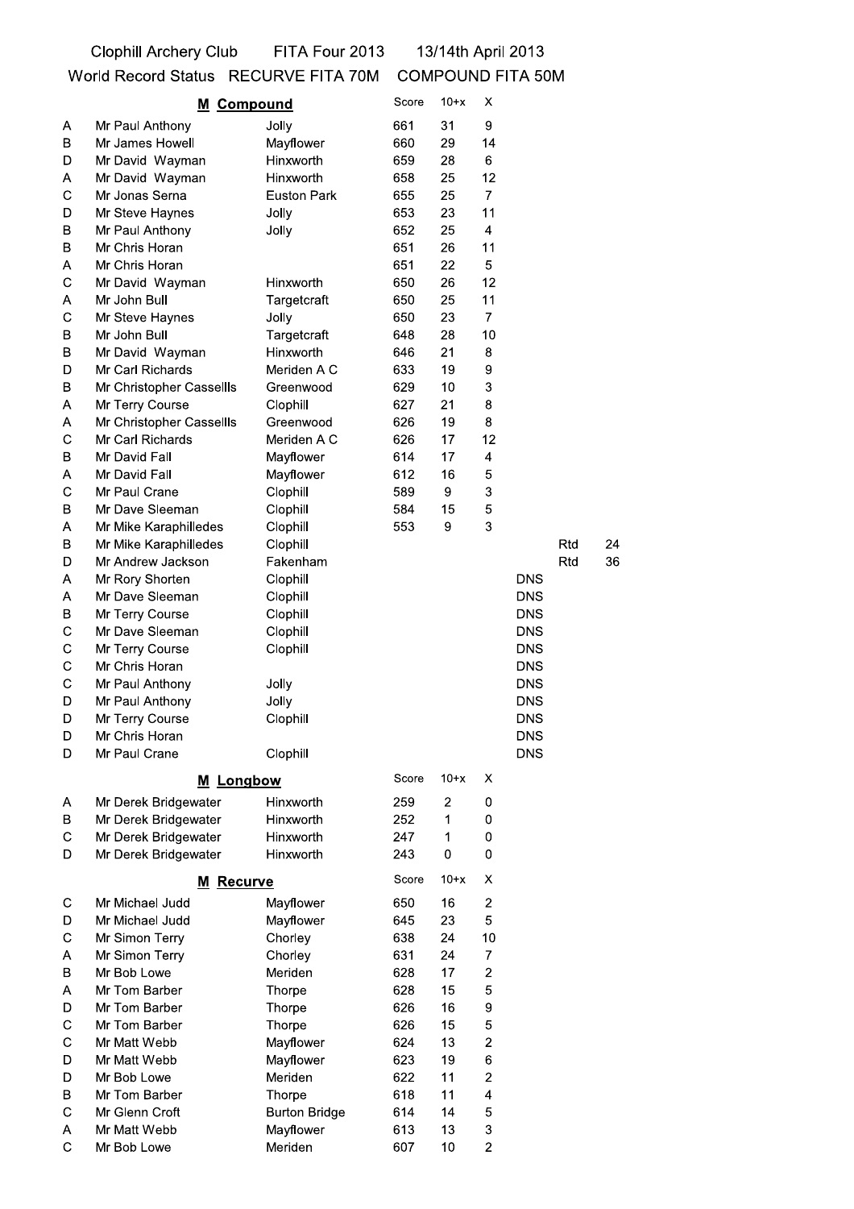Clophill Archery Club FITA Four 2013 13/14th April 2013

World Record Status RECURVE FITA 70M COMPOUND FITA 50M

## M Compound

| | | | Score | 10+x | X | | | |
|---|---|---|---|---|---|---|---|---|
| A | Mr Paul Anthony | Jolly | 661 | 31 | 9 | | | |
| B | Mr James Howell | Mayflower | 660 | 29 | 14 | | | |
| D | Mr David Wayman | Hinxworth | 659 | 28 | 6 | | | |
| A | Mr David Wayman | Hinxworth | 658 | 25 | 12 | | | |
| C | Mr Jonas Serna | Euston Park | 655 | 25 | 7 | | | |
| D | Mr Steve Haynes | Jolly | 653 | 23 | 11 | | | |
| B | Mr Paul Anthony | Jolly | 652 | 25 | 4 | | | |
| B | Mr Chris Horan | | 651 | 26 | 11 | | | |
| A | Mr Chris Horan | | 651 | 22 | 5 | | | |
| C | Mr David Wayman | Hinxworth | 650 | 26 | 12 | | | |
| A | Mr John Bull | Targetcraft | 650 | 25 | 11 | | | |
| C | Mr Steve Haynes | Jolly | 650 | 23 | 7 | | | |
| B | Mr John Bull | Targetcraft | 648 | 28 | 10 | | | |
| B | Mr David Wayman | Hinxworth | 646 | 21 | 8 | | | |
| D | Mr Carl Richards | Meriden A C | 633 | 19 | 9 | | | |
| B | Mr Christopher Cassellls | Greenwood | 629 | 10 | 3 | | | |
| A | Mr Terry Course | Clophill | 627 | 21 | 8 | | | |
| A | Mr Christopher Cassellls | Greenwood | 626 | 19 | 8 | | | |
| C | Mr Carl Richards | Meriden A C | 626 | 17 | 12 | | | |
| B | Mr David Fall | Mayflower | 614 | 17 | 4 | | | |
| A | Mr David Fall | Mayflower | 612 | 16 | 5 | | | |
| C | Mr Paul Crane | Clophill | 589 | 9 | 3 | | | |
| B | Mr Dave Sleeman | Clophill | 584 | 15 | 5 | | | |
| A | Mr Mike Karaphilledes | Clophill | 553 | 9 | 3 | | | |
| B | Mr Mike Karaphilledes | Clophill | | | | | Rtd | 24 |
| D | Mr Andrew Jackson | Fakenham | | | | | Rtd | 36 |
| A | Mr Rory Shorten | Clophill | | | | DNS | | |
| A | Mr Dave Sleeman | Clophill | | | | DNS | | |
| B | Mr Terry Course | Clophill | | | | DNS | | |
| C | Mr Dave Sleeman | Clophill | | | | DNS | | |
| C | Mr Terry Course | Clophill | | | | DNS | | |
| C | Mr Chris Horan | | | | | DNS | | |
| C | Mr Paul Anthony | Jolly | | | | DNS | | |
| D | Mr Paul Anthony | Jolly | | | | DNS | | |
| D | Mr Terry Course | Clophill | | | | DNS | | |
| D | Mr Chris Horan | | | | | DNS | | |
| D | Mr Paul Crane | Clophill | | | | DNS | | |

## M Longbow

| | | | Score | 10+x | X |
|---|---|---|---|---|---|
| A | Mr Derek Bridgewater | Hinxworth | 259 | 2 | 0 |
| B | Mr Derek Bridgewater | Hinxworth | 252 | 1 | 0 |
| C | Mr Derek Bridgewater | Hinxworth | 247 | 1 | 0 |
| D | Mr Derek Bridgewater | Hinxworth | 243 | 0 | 0 |

## M Recurve

| | | | Score | 10+x | X |
|---|---|---|---|---|---|
| C | Mr Michael Judd | Mayflower | 650 | 16 | 2 |
| D | Mr Michael Judd | Mayflower | 645 | 23 | 5 |
| C | Mr Simon Terry | Chorley | 638 | 24 | 10 |
| A | Mr Simon Terry | Chorley | 631 | 24 | 7 |
| B | Mr Bob Lowe | Meriden | 628 | 17 | 2 |
| A | Mr Tom Barber | Thorpe | 628 | 15 | 5 |
| D | Mr Tom Barber | Thorpe | 626 | 16 | 9 |
| C | Mr Tom Barber | Thorpe | 626 | 15 | 5 |
| C | Mr Matt Webb | Mayflower | 624 | 13 | 2 |
| D | Mr Matt Webb | Mayflower | 623 | 19 | 6 |
| D | Mr Bob Lowe | Meriden | 622 | 11 | 2 |
| B | Mr Tom Barber | Thorpe | 618 | 11 | 4 |
| C | Mr Glenn Croft | Burton Bridge | 614 | 14 | 5 |
| A | Mr Matt Webb | Mayflower | 613 | 13 | 3 |
| C | Mr Bob Lowe | Meriden | 607 | 10 | 2 |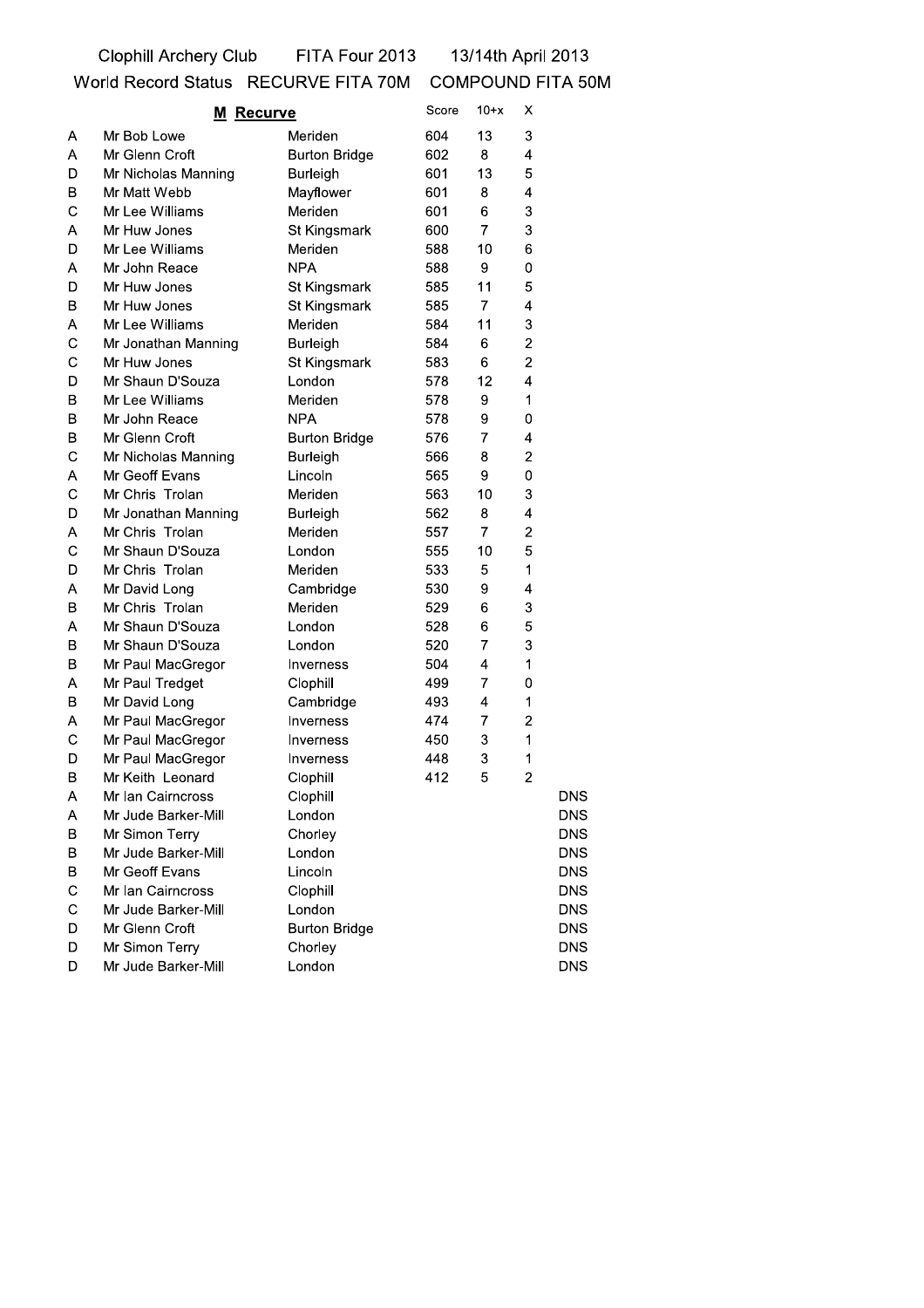Clophill Archery Club FITA Four 2013 13/14th April 2013

World Record Status RECURVE FITA 70M COMPOUND FITA 50M

| | **M Recurve** | | Score | 10+x | X | |
|---|---|---|---|---|---|---|
| A | Mr Bob Lowe | Meriden | 604 | 13 | 3 | |
| A | Mr Glenn Croft | Burton Bridge | 602 | 8 | 4 | |
| D | Mr Nicholas Manning | Burleigh | 601 | 13 | 5 | |
| B | Mr Matt Webb | Mayflower | 601 | 8 | 4 | |
| C | Mr Lee Williams | Meriden | 601 | 6 | 3 | |
| A | Mr Huw Jones | St Kingsmark | 600 | 7 | 3 | |
| D | Mr Lee Williams | Meriden | 588 | 10 | 6 | |
| A | Mr John Reace | NPA | 588 | 9 | 0 | |
| D | Mr Huw Jones | St Kingsmark | 585 | 11 | 5 | |
| B | Mr Huw Jones | St Kingsmark | 585 | 7 | 4 | |
| A | Mr Lee Williams | Meriden | 584 | 11 | 3 | |
| C | Mr Jonathan Manning | Burleigh | 584 | 6 | 2 | |
| C | Mr Huw Jones | St Kingsmark | 583 | 6 | 2 | |
| D | Mr Shaun D'Souza | London | 578 | 12 | 4 | |
| B | Mr Lee Williams | Meriden | 578 | 9 | 1 | |
| B | Mr John Reace | NPA | 578 | 9 | 0 | |
| B | Mr Glenn Croft | Burton Bridge | 576 | 7 | 4 | |
| C | Mr Nicholas Manning | Burleigh | 566 | 8 | 2 | |
| A | Mr Geoff Evans | Lincoln | 565 | 9 | 0 | |
| C | Mr Chris Trolan | Meriden | 563 | 10 | 3 | |
| D | Mr Jonathan Manning | Burleigh | 562 | 8 | 4 | |
| A | Mr Chris Trolan | Meriden | 557 | 7 | 2 | |
| C | Mr Shaun D'Souza | London | 555 | 10 | 5 | |
| D | Mr Chris Trolan | Meriden | 533 | 5 | 1 | |
| A | Mr David Long | Cambridge | 530 | 9 | 4 | |
| B | Mr Chris Trolan | Meriden | 529 | 6 | 3 | |
| A | Mr Shaun D'Souza | London | 528 | 6 | 5 | |
| B | Mr Shaun D'Souza | London | 520 | 7 | 3 | |
| B | Mr Paul MacGregor | Inverness | 504 | 4 | 1 | |
| A | Mr Paul Tredget | Clophill | 499 | 7 | 0 | |
| B | Mr David Long | Cambridge | 493 | 4 | 1 | |
| A | Mr Paul MacGregor | Inverness | 474 | 7 | 2 | |
| C | Mr Paul MacGregor | Inverness | 450 | 3 | 1 | |
| D | Mr Paul MacGregor | Inverness | 448 | 3 | 1 | |
| B | Mr Keith Leonard | Clophill | 412 | 5 | 2 | |
| A | Mr Ian Cairncross | Clophill | | | | DNS |
| A | Mr Jude Barker-Mill | London | | | | DNS |
| B | Mr Simon Terry | Chorley | | | | DNS |
| B | Mr Jude Barker-Mill | London | | | | DNS |
| B | Mr Geoff Evans | Lincoln | | | | DNS |
| C | Mr Ian Cairncross | Clophill | | | | DNS |
| C | Mr Jude Barker-Mill | London | | | | DNS |
| D | Mr Glenn Croft | Burton Bridge | | | | DNS |
| D | Mr Simon Terry | Chorley | | | | DNS |
| D | Mr Jude Barker-Mill | London | | | | DNS |